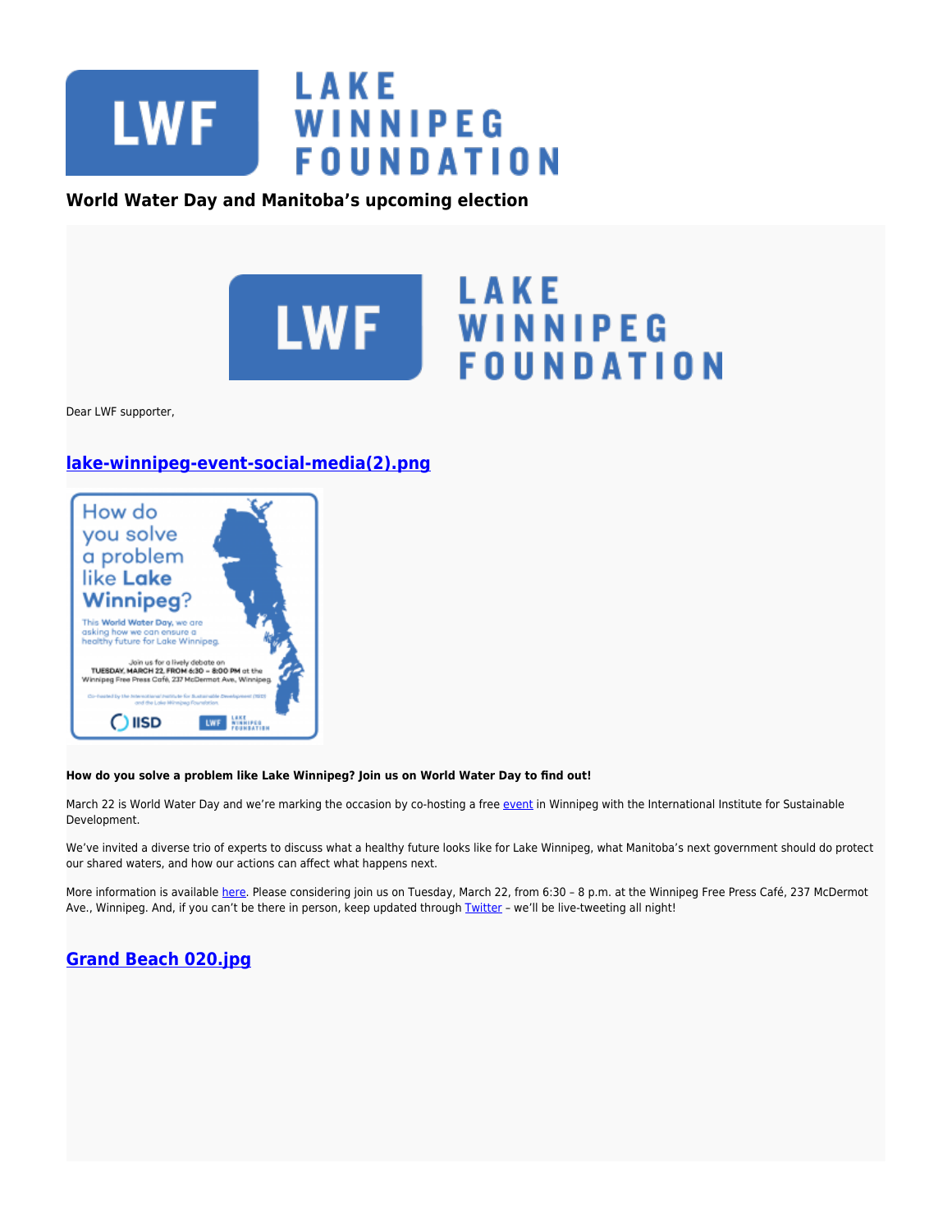**World Water Day and Manitoba's upcoming election**

Dear LWF supporter,

## [lake-winnipeg-event-social-media(2).png]

**How do you solve a problem like Lake Winnipeg? Join us on World Water Day to find out!**

March 22 is World Water Day and we're marking the occasion by co-hosting a free event in Winnipeg with the International Institute for Sustainable Development.

We've invited a diverse trio of experts to discuss what a healthy future looks like for Lake Winnipeg, what Manitoba's next government should do protect our shared waters, and how our actions can affect what happens next.

More information is available here. Please considering join us on Tuesday, March 22, from 6:30 – 8 p.m. at the Winnipeg Free Press Café, 237 McDermot Ave., Winnipeg. And, if you can't be there in person, keep updated through Twitter – we'll be live-tweeting all night!

## [Grand Beach 020.jpg]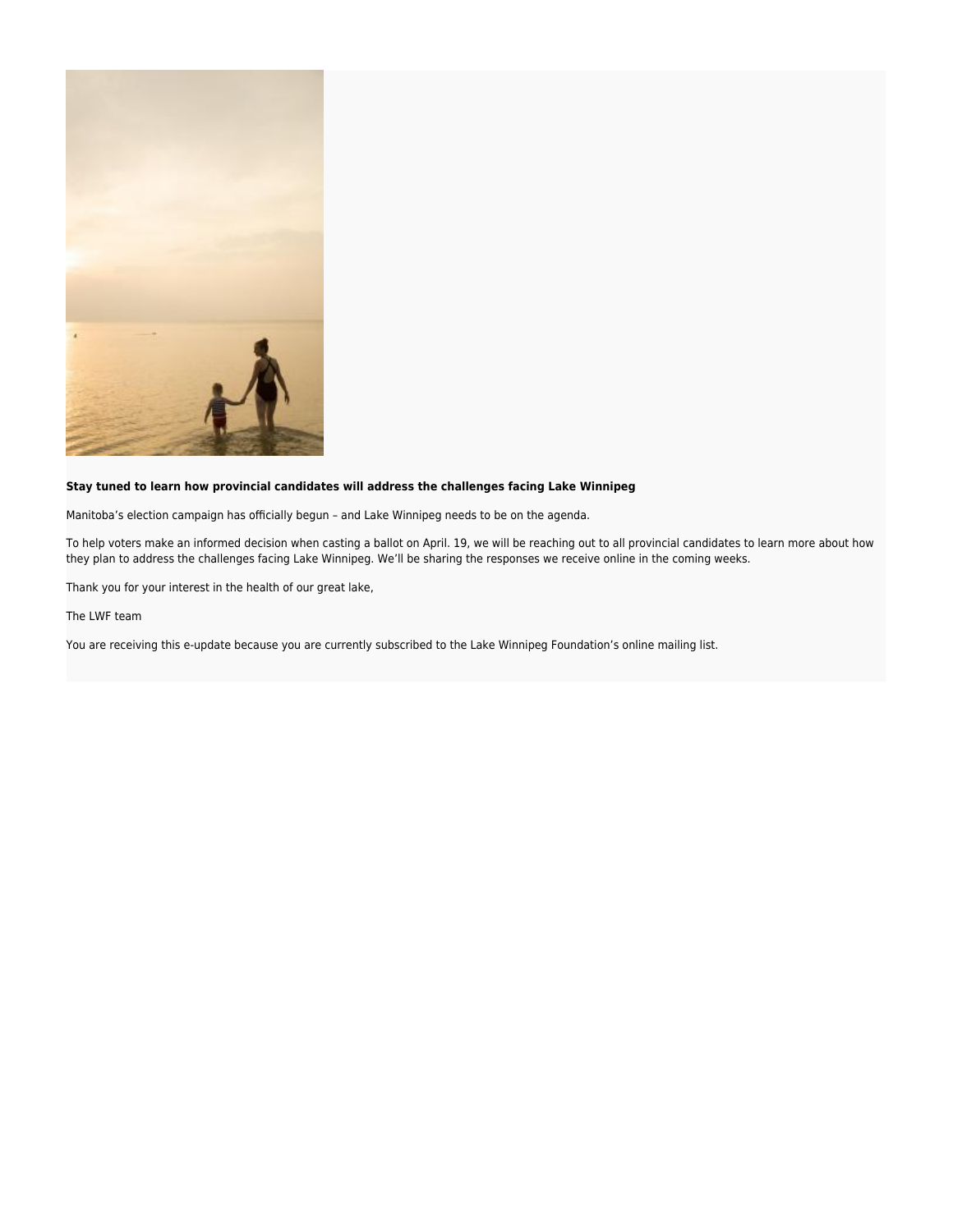**Stay tuned to learn how provincial candidates will address the challenges facing Lake Winnipeg**

Manitoba's election campaign has officially begun – and Lake Winnipeg needs to be on the agenda.

To help voters make an informed decision when casting a ballot on April. 19, we will be reaching out to all provincial candidates to learn more about how they plan to address the challenges facing Lake Winnipeg. We'll be sharing the responses we receive online in the coming weeks.

Thank you for your interest in the health of our great lake,

The LWF team

You are receiving this e-update because you are currently subscribed to the Lake Winnipeg Foundation's online mailing list.